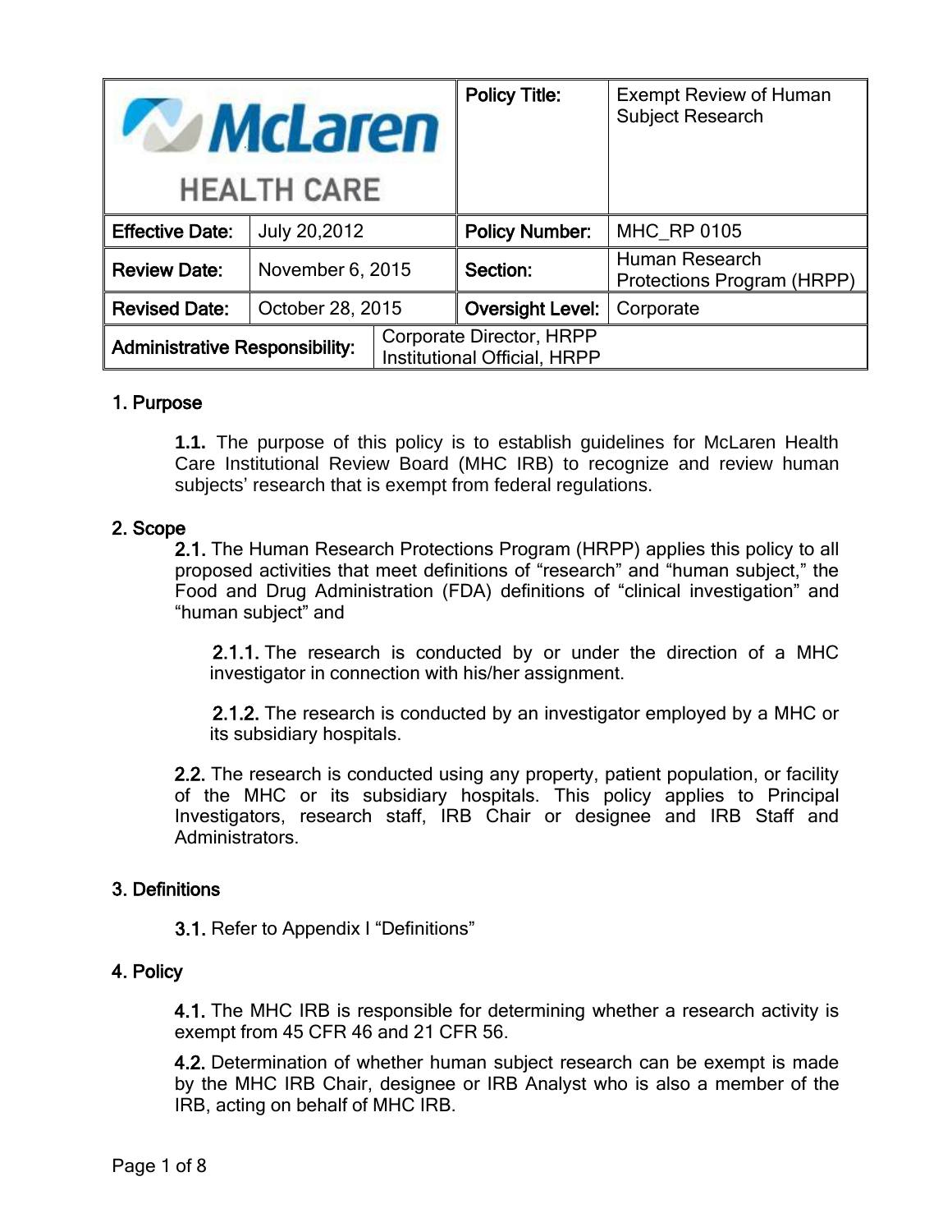| McLaren HEALTH CARE | | Policy Title: | Exempt Review of Human Subject Research |
|---|---|---|---|
| Effective Date: | July 20,2012 | Policy Number: | MHC_RP 0105 |
| Review Date: | November 6, 2015 | Section: | Human Research Protections Program (HRPP) |
| Revised Date: | October 28, 2015 | Oversight Level: | Corporate |
| Administrative Responsibility: | Corporate Director, HRPP Institutional Official, HRPP | | |

## 1. Purpose

**1.1.** The purpose of this policy is to establish guidelines for McLaren Health Care Institutional Review Board (MHC IRB) to recognize and review human subjects' research that is exempt from federal regulations.

## 2. Scope

**2.1.** The Human Research Protections Program (HRPP) applies this policy to all proposed activities that meet definitions of "research" and "human subject," the Food and Drug Administration (FDA) definitions of "clinical investigation" and "human subject" and

**2.1.1.** The research is conducted by or under the direction of a MHC investigator in connection with his/her assignment.

**2.1.2.** The research is conducted by an investigator employed by a MHC or its subsidiary hospitals.

**2.2.** The research is conducted using any property, patient population, or facility of the MHC or its subsidiary hospitals. This policy applies to Principal Investigators, research staff, IRB Chair or designee and IRB Staff and Administrators.

## 3. Definitions

**3.1.** Refer to Appendix I "Definitions"

## 4. Policy

**4.1.** The MHC IRB is responsible for determining whether a research activity is exempt from 45 CFR 46 and 21 CFR 56.

**4.2.** Determination of whether human subject research can be exempt is made by the MHC IRB Chair, designee or IRB Analyst who is also a member of the IRB, acting on behalf of MHC IRB.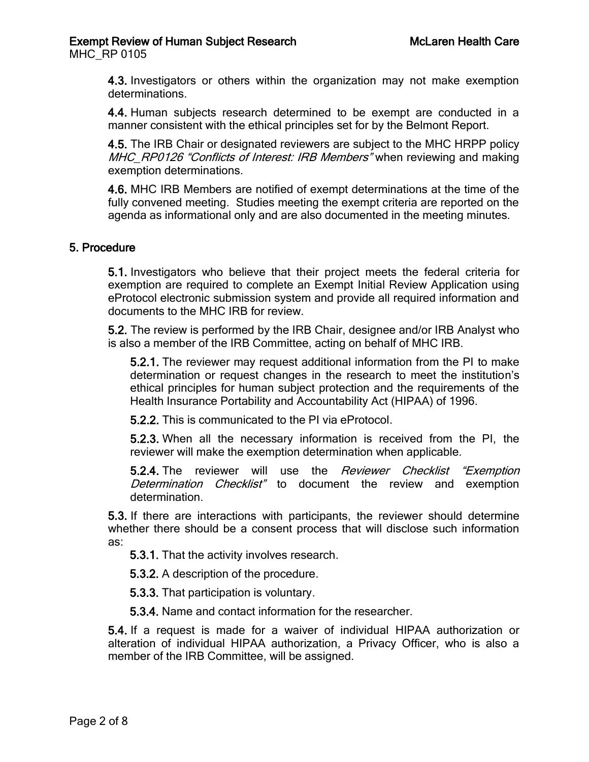**4.3.** Investigators or others within the organization may not make exemption determinations.

**4.4.** Human subjects research determined to be exempt are conducted in a manner consistent with the ethical principles set for by the Belmont Report.

**4.5.** The IRB Chair or designated reviewers are subject to the MHC HRPP policy *MHC_RP0126 "Conflicts of Interest: IRB Members"* when reviewing and making exemption determinations.

**4.6.** MHC IRB Members are notified of exempt determinations at the time of the fully convened meeting. Studies meeting the exempt criteria are reported on the agenda as informational only and are also documented in the meeting minutes.

## 5. Procedure

**5.1.** Investigators who believe that their project meets the federal criteria for exemption are required to complete an Exempt Initial Review Application using eProtocol electronic submission system and provide all required information and documents to the MHC IRB for review.

**5.2.** The review is performed by the IRB Chair, designee and/or IRB Analyst who is also a member of the IRB Committee, acting on behalf of MHC IRB.

**5.2.1.** The reviewer may request additional information from the PI to make determination or request changes in the research to meet the institution's ethical principles for human subject protection and the requirements of the Health Insurance Portability and Accountability Act (HIPAA) of 1996.

**5.2.2.** This is communicated to the PI via eProtocol.

**5.2.3.** When all the necessary information is received from the PI, the reviewer will make the exemption determination when applicable.

**5.2.4.** The reviewer will use the *Reviewer Checklist "Exemption Determination Checklist"* to document the review and exemption determination.

**5.3.** If there are interactions with participants, the reviewer should determine whether there should be a consent process that will disclose such information as:

**5.3.1.** That the activity involves research.

**5.3.2.** A description of the procedure.

**5.3.3.** That participation is voluntary.

**5.3.4.** Name and contact information for the researcher.

**5.4.** If a request is made for a waiver of individual HIPAA authorization or alteration of individual HIPAA authorization, a Privacy Officer, who is also a member of the IRB Committee, will be assigned.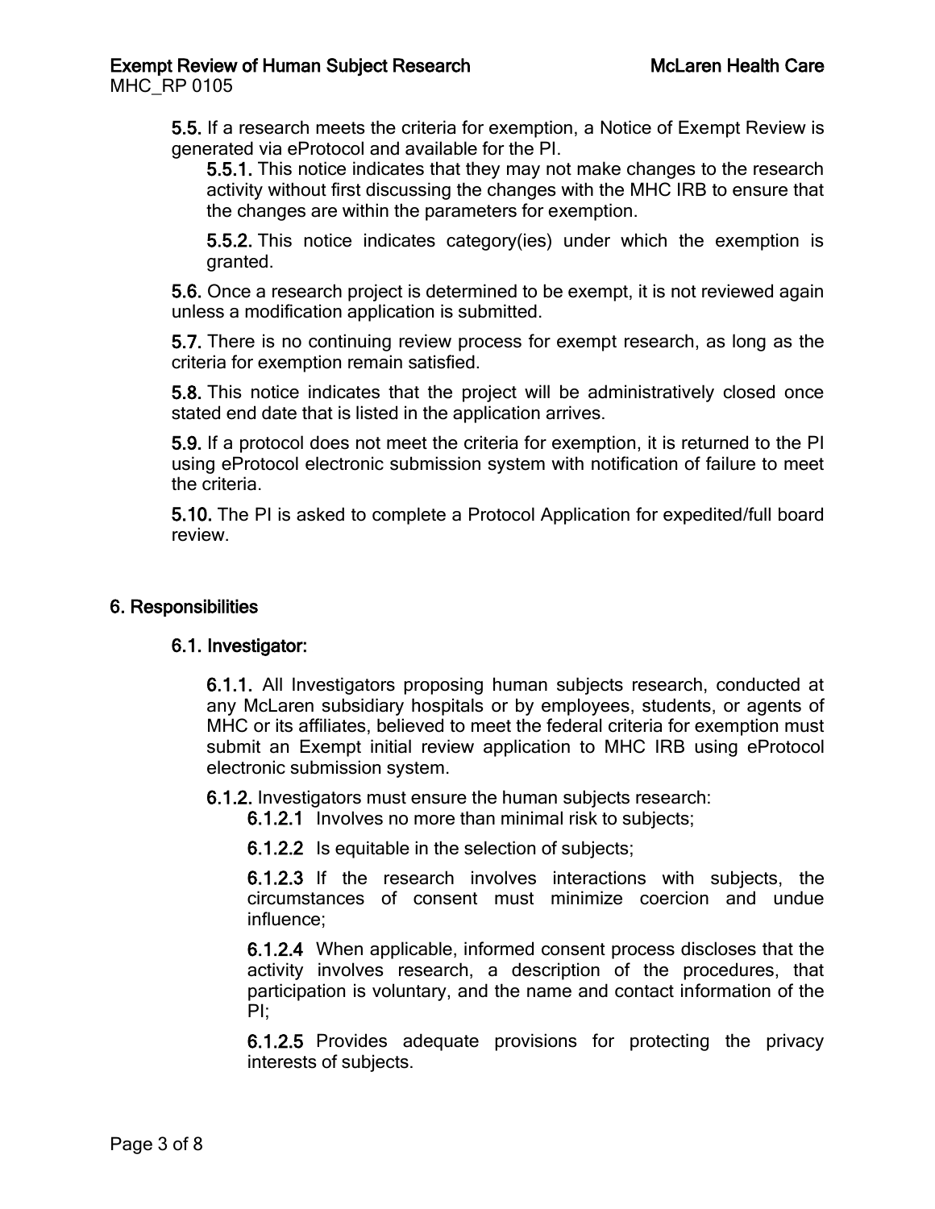**5.5.** If a research meets the criteria for exemption, a Notice of Exempt Review is generated via eProtocol and available for the PI.

**5.5.1.** This notice indicates that they may not make changes to the research activity without first discussing the changes with the MHC IRB to ensure that the changes are within the parameters for exemption.

**5.5.2.** This notice indicates category(ies) under which the exemption is granted.

**5.6.** Once a research project is determined to be exempt, it is not reviewed again unless a modification application is submitted.

**5.7.** There is no continuing review process for exempt research, as long as the criteria for exemption remain satisfied.

**5.8.** This notice indicates that the project will be administratively closed once stated end date that is listed in the application arrives.

**5.9.** If a protocol does not meet the criteria for exemption, it is returned to the PI using eProtocol electronic submission system with notification of failure to meet the criteria.

**5.10.** The PI is asked to complete a Protocol Application for expedited/full board review.

## 6. Responsibilities

### 6.1. Investigator:

**6.1.1.** All Investigators proposing human subjects research, conducted at any McLaren subsidiary hospitals or by employees, students, or agents of MHC or its affiliates, believed to meet the federal criteria for exemption must submit an Exempt initial review application to MHC IRB using eProtocol electronic submission system.

**6.1.2.** Investigators must ensure the human subjects research:

**6.1.2.1** Involves no more than minimal risk to subjects;

**6.1.2.2** Is equitable in the selection of subjects;

**6.1.2.3** If the research involves interactions with subjects, the circumstances of consent must minimize coercion and undue influence;

**6.1.2.4** When applicable, informed consent process discloses that the activity involves research, a description of the procedures, that participation is voluntary, and the name and contact information of the PI;

**6.1.2.5** Provides adequate provisions for protecting the privacy interests of subjects.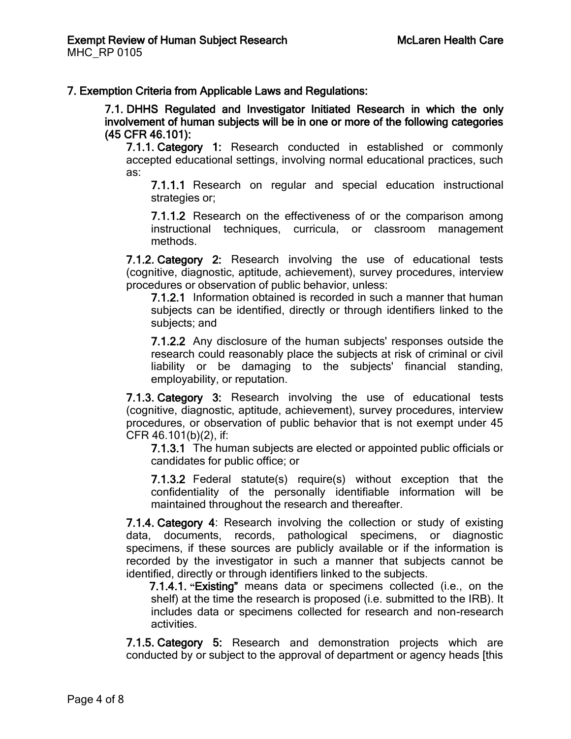## 7. Exemption Criteria from Applicable Laws and Regulations:

**7.1. DHHS Regulated and Investigator Initiated Research in which the only involvement of human subjects will be in one or more of the following categories (45 CFR 46.101):**

**7.1.1. Category 1:** Research conducted in established or commonly accepted educational settings, involving normal educational practices, such as:

**7.1.1.1** Research on regular and special education instructional strategies or;

**7.1.1.2** Research on the effectiveness of or the comparison among instructional techniques, curricula, or classroom management methods.

**7.1.2. Category 2:** Research involving the use of educational tests (cognitive, diagnostic, aptitude, achievement), survey procedures, interview procedures or observation of public behavior, unless:

**7.1.2.1** Information obtained is recorded in such a manner that human subjects can be identified, directly or through identifiers linked to the subjects; and

**7.1.2.2** Any disclosure of the human subjects' responses outside the research could reasonably place the subjects at risk of criminal or civil liability or be damaging to the subjects' financial standing, employability, or reputation.

**7.1.3. Category 3:** Research involving the use of educational tests (cognitive, diagnostic, aptitude, achievement), survey procedures, interview procedures, or observation of public behavior that is not exempt under 45 CFR 46.101(b)(2), if:

**7.1.3.1** The human subjects are elected or appointed public officials or candidates for public office; or

**7.1.3.2** Federal statute(s) require(s) without exception that the confidentiality of the personally identifiable information will be maintained throughout the research and thereafter.

**7.1.4. Category 4**: Research involving the collection or study of existing data, documents, records, pathological specimens, or diagnostic specimens, if these sources are publicly available or if the information is recorded by the investigator in such a manner that subjects cannot be identified, directly or through identifiers linked to the subjects.

**7.1.4.1. "Existing"** means data or specimens collected (i.e., on the shelf) at the time the research is proposed (i.e. submitted to the IRB). It includes data or specimens collected for research and non-research activities.

**7.1.5. Category 5:** Research and demonstration projects which are conducted by or subject to the approval of department or agency heads [this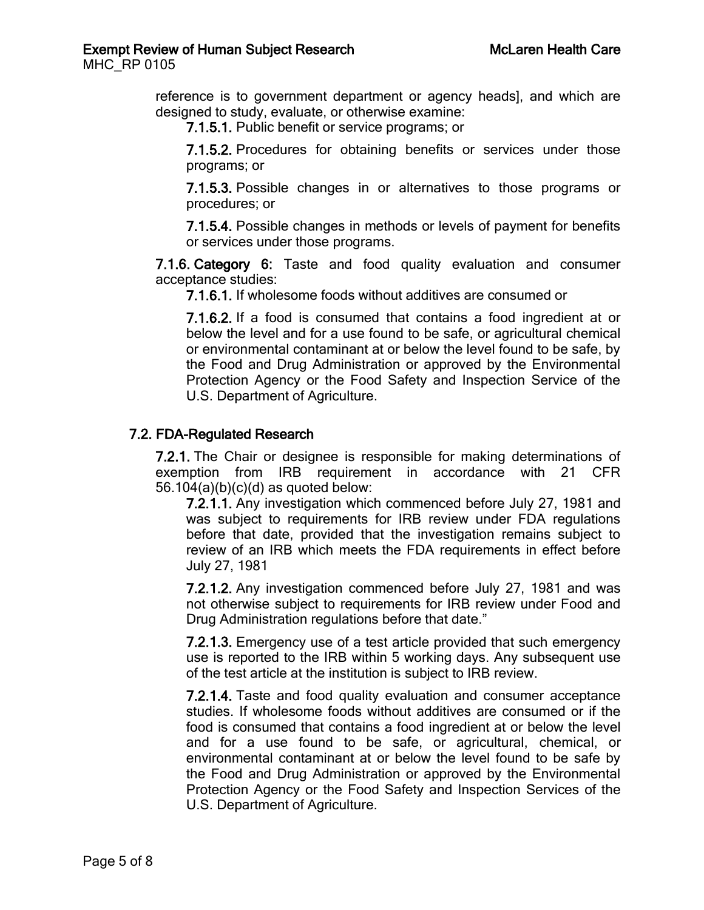reference is to government department or agency heads], and which are designed to study, evaluate, or otherwise examine:

**7.1.5.1.** Public benefit or service programs; or

**7.1.5.2.** Procedures for obtaining benefits or services under those programs; or

**7.1.5.3.** Possible changes in or alternatives to those programs or procedures; or

**7.1.5.4.** Possible changes in methods or levels of payment for benefits or services under those programs.

**7.1.6. Category 6:** Taste and food quality evaluation and consumer acceptance studies:

**7.1.6.1.** If wholesome foods without additives are consumed or

**7.1.6.2.** If a food is consumed that contains a food ingredient at or below the level and for a use found to be safe, or agricultural chemical or environmental contaminant at or below the level found to be safe, by the Food and Drug Administration or approved by the Environmental Protection Agency or the Food Safety and Inspection Service of the U.S. Department of Agriculture.

## 7.2. FDA-Regulated Research

**7.2.1.** The Chair or designee is responsible for making determinations of exemption from IRB requirement in accordance with 21 CFR 56.104(a)(b)(c)(d) as quoted below:

**7.2.1.1.** Any investigation which commenced before July 27, 1981 and was subject to requirements for IRB review under FDA regulations before that date, provided that the investigation remains subject to review of an IRB which meets the FDA requirements in effect before July 27, 1981

**7.2.1.2.** Any investigation commenced before July 27, 1981 and was not otherwise subject to requirements for IRB review under Food and Drug Administration regulations before that date."

**7.2.1.3.** Emergency use of a test article provided that such emergency use is reported to the IRB within 5 working days. Any subsequent use of the test article at the institution is subject to IRB review.

**7.2.1.4.** Taste and food quality evaluation and consumer acceptance studies. If wholesome foods without additives are consumed or if the food is consumed that contains a food ingredient at or below the level and for a use found to be safe, or agricultural, chemical, or environmental contaminant at or below the level found to be safe by the Food and Drug Administration or approved by the Environmental Protection Agency or the Food Safety and Inspection Services of the U.S. Department of Agriculture.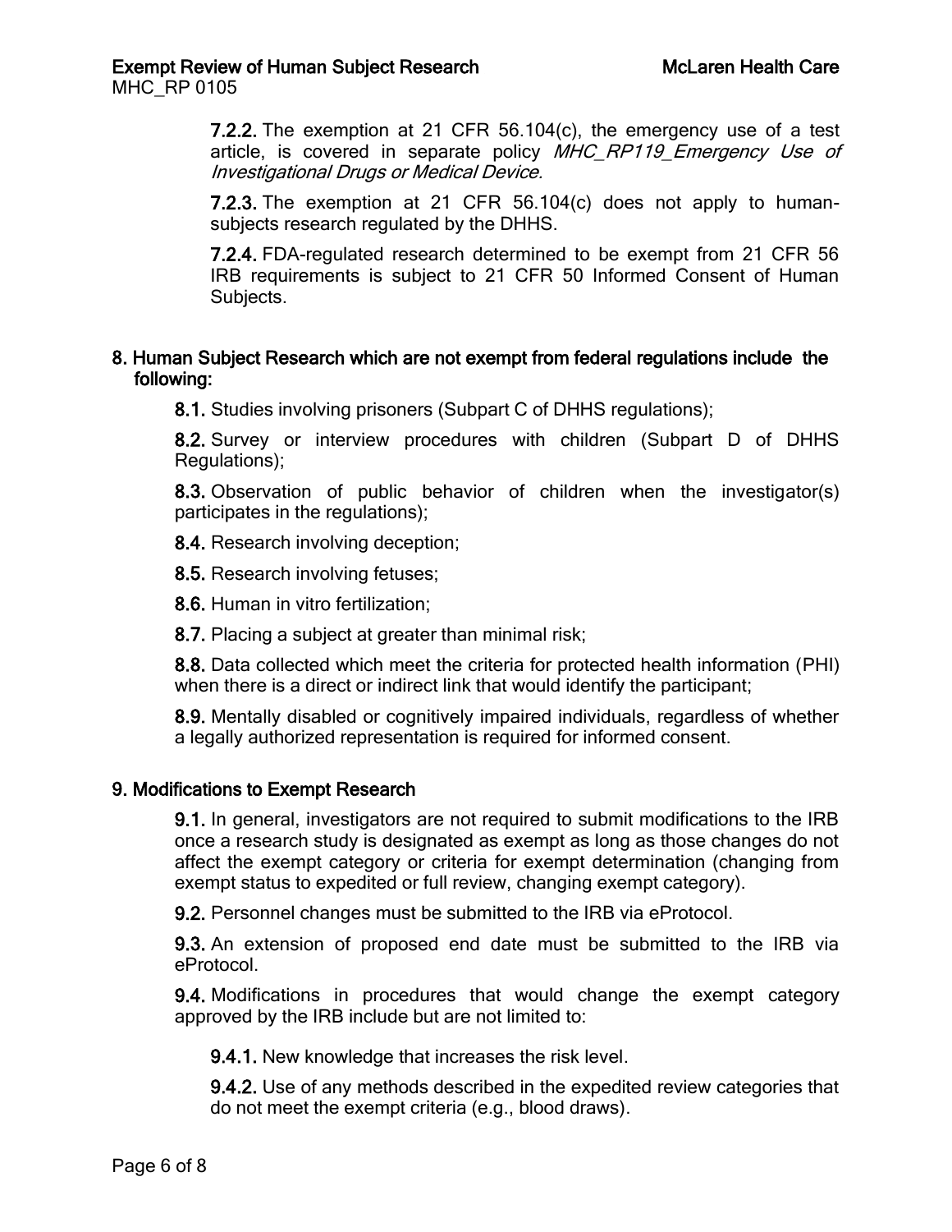**7.2.2.** The exemption at 21 CFR 56.104(c), the emergency use of a test article, is covered in separate policy *MHC_RP119_Emergency Use of Investigational Drugs or Medical Device.*

**7.2.3.** The exemption at 21 CFR 56.104(c) does not apply to human-subjects research regulated by the DHHS.

**7.2.4.** FDA-regulated research determined to be exempt from 21 CFR 56 IRB requirements is subject to 21 CFR 50 Informed Consent of Human Subjects.

## 8. Human Subject Research which are not exempt from federal regulations include the following:

**8.1.** Studies involving prisoners (Subpart C of DHHS regulations);

**8.2.** Survey or interview procedures with children (Subpart D of DHHS Regulations);

**8.3.** Observation of public behavior of children when the investigator(s) participates in the regulations);

**8.4.** Research involving deception;

**8.5.** Research involving fetuses;

**8.6.** Human in vitro fertilization;

**8.7.** Placing a subject at greater than minimal risk;

**8.8.** Data collected which meet the criteria for protected health information (PHI) when there is a direct or indirect link that would identify the participant;

**8.9.** Mentally disabled or cognitively impaired individuals, regardless of whether a legally authorized representation is required for informed consent.

## 9. Modifications to Exempt Research

**9.1.** In general, investigators are not required to submit modifications to the IRB once a research study is designated as exempt as long as those changes do not affect the exempt category or criteria for exempt determination (changing from exempt status to expedited or full review, changing exempt category).

**9.2.** Personnel changes must be submitted to the IRB via eProtocol.

**9.3.** An extension of proposed end date must be submitted to the IRB via eProtocol.

**9.4.** Modifications in procedures that would change the exempt category approved by the IRB include but are not limited to:

**9.4.1.** New knowledge that increases the risk level.

**9.4.2.** Use of any methods described in the expedited review categories that do not meet the exempt criteria (e.g., blood draws).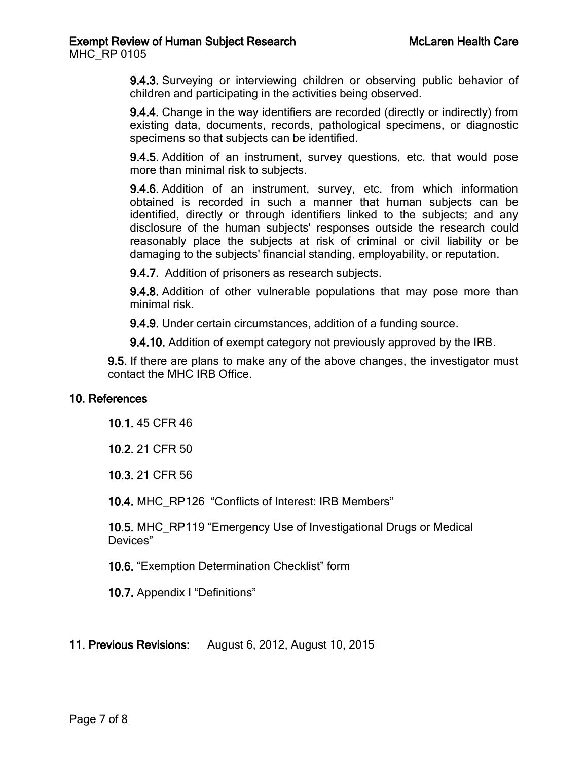**9.4.3.** Surveying or interviewing children or observing public behavior of children and participating in the activities being observed.

**9.4.4.** Change in the way identifiers are recorded (directly or indirectly) from existing data, documents, records, pathological specimens, or diagnostic specimens so that subjects can be identified.

**9.4.5.** Addition of an instrument, survey questions, etc. that would pose more than minimal risk to subjects.

**9.4.6.** Addition of an instrument, survey, etc. from which information obtained is recorded in such a manner that human subjects can be identified, directly or through identifiers linked to the subjects; and any disclosure of the human subjects' responses outside the research could reasonably place the subjects at risk of criminal or civil liability or be damaging to the subjects' financial standing, employability, or reputation.

**9.4.7.** Addition of prisoners as research subjects.

**9.4.8.** Addition of other vulnerable populations that may pose more than minimal risk.

**9.4.9.** Under certain circumstances, addition of a funding source.

**9.4.10.** Addition of exempt category not previously approved by the IRB.

**9.5.** If there are plans to make any of the above changes, the investigator must contact the MHC IRB Office.

## 10. References

**10.1.** 45 CFR 46

**10.2.** 21 CFR 50

**10.3.** 21 CFR 56

**10.4.** MHC_RP126 "Conflicts of Interest: IRB Members"

**10.5.** MHC_RP119 "Emergency Use of Investigational Drugs or Medical Devices"

**10.6.** "Exemption Determination Checklist" form

**10.7.** Appendix I "Definitions"

## 11. Previous Revisions: August 6, 2012, August 10, 2015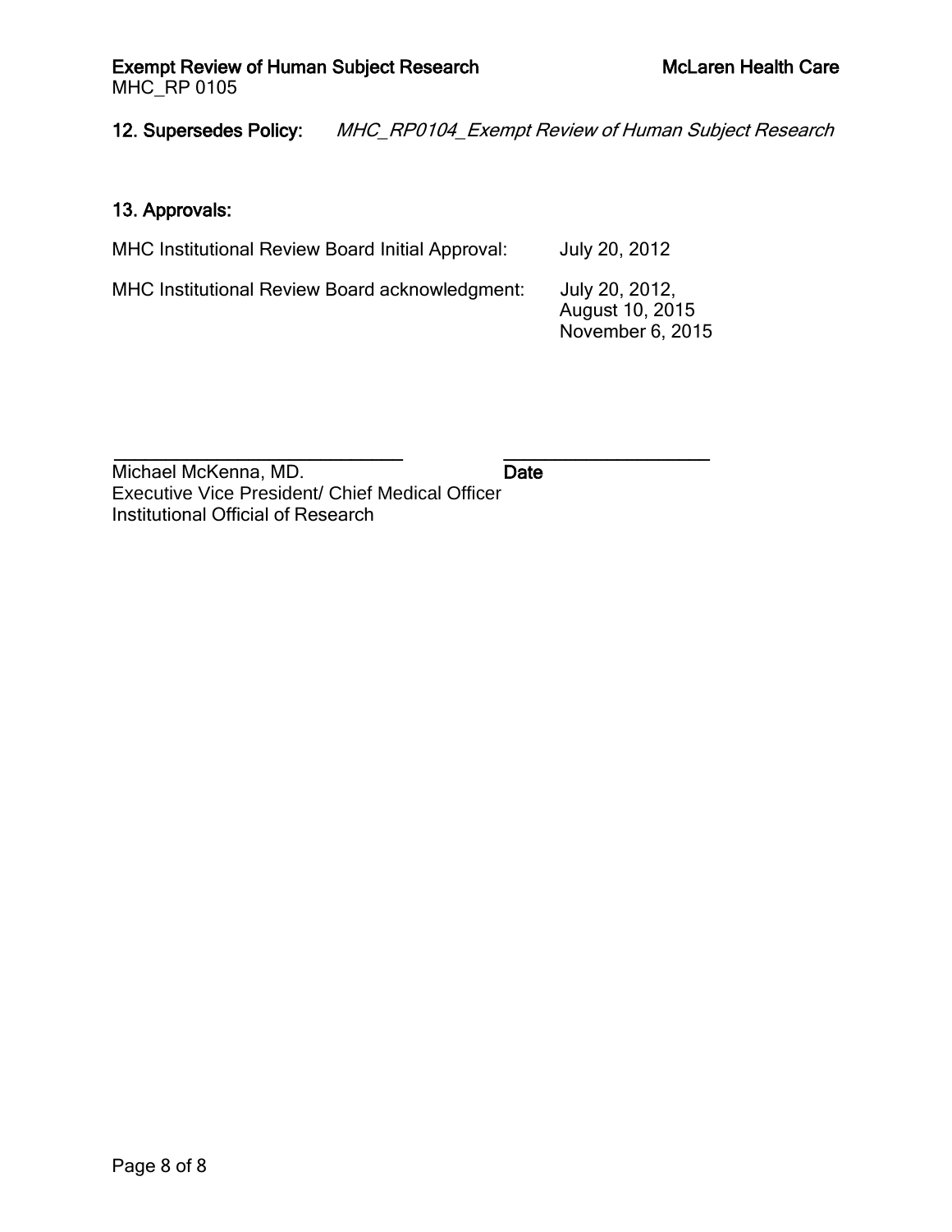**12. Supersedes Policy:** *MHC_RP0104_Exempt Review of Human Subject Research*

**13. Approvals:**

| | |
|---|---|
| MHC Institutional Review Board Initial Approval: | July 20, 2012 |
| MHC Institutional Review Board acknowledgment: | July 20, 2012,<br>August 10, 2015<br>November 6, 2015 |

_____________________________ _____________________

Michael McKenna, MD. **Date**
Executive Vice President/ Chief Medical Officer
Institutional Official of Research